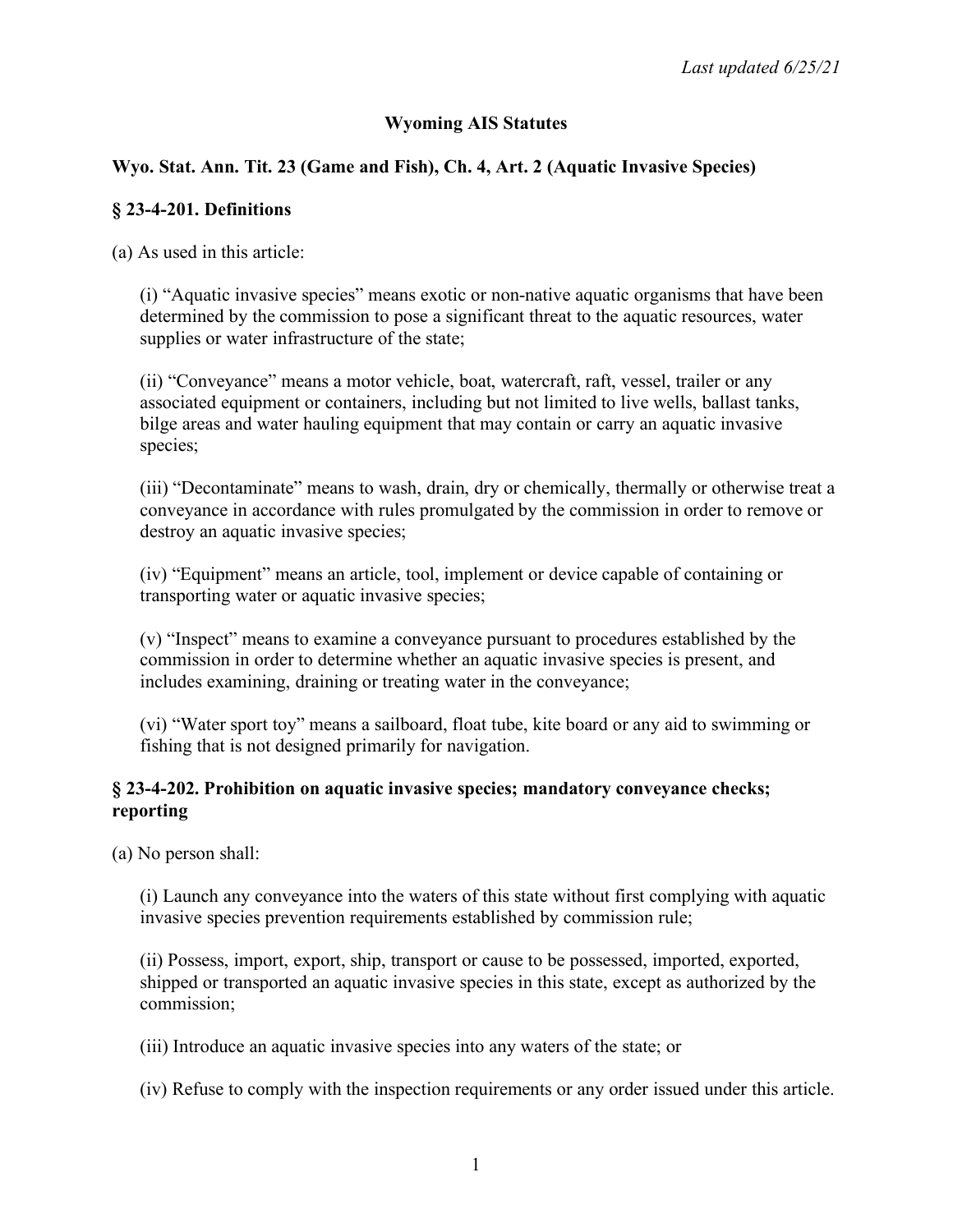*Last updated 6/25/21*

# Wyoming AIS Statutes

## Wyo. Stat. Ann. Tit. 23 (Game and Fish), Ch. 4, Art. 2 (Aquatic Invasive Species)

### § 23-4-201. Definitions

(a) As used in this article:

(i) "Aquatic invasive species" means exotic or non-native aquatic organisms that have been determined by the commission to pose a significant threat to the aquatic resources, water supplies or water infrastructure of the state;

(ii) "Conveyance" means a motor vehicle, boat, watercraft, raft, vessel, trailer or any associated equipment or containers, including but not limited to live wells, ballast tanks, bilge areas and water hauling equipment that may contain or carry an aquatic invasive species;

(iii) "Decontaminate" means to wash, drain, dry or chemically, thermally or otherwise treat a conveyance in accordance with rules promulgated by the commission in order to remove or destroy an aquatic invasive species;

(iv) "Equipment" means an article, tool, implement or device capable of containing or transporting water or aquatic invasive species;

(v) "Inspect" means to examine a conveyance pursuant to procedures established by the commission in order to determine whether an aquatic invasive species is present, and includes examining, draining or treating water in the conveyance;

(vi) "Water sport toy" means a sailboard, float tube, kite board or any aid to swimming or fishing that is not designed primarily for navigation.

### § 23-4-202. Prohibition on aquatic invasive species; mandatory conveyance checks; reporting

(a) No person shall:

(i) Launch any conveyance into the waters of this state without first complying with aquatic invasive species prevention requirements established by commission rule;

(ii) Possess, import, export, ship, transport or cause to be possessed, imported, exported, shipped or transported an aquatic invasive species in this state, except as authorized by the commission;

(iii) Introduce an aquatic invasive species into any waters of the state; or

(iv) Refuse to comply with the inspection requirements or any order issued under this article.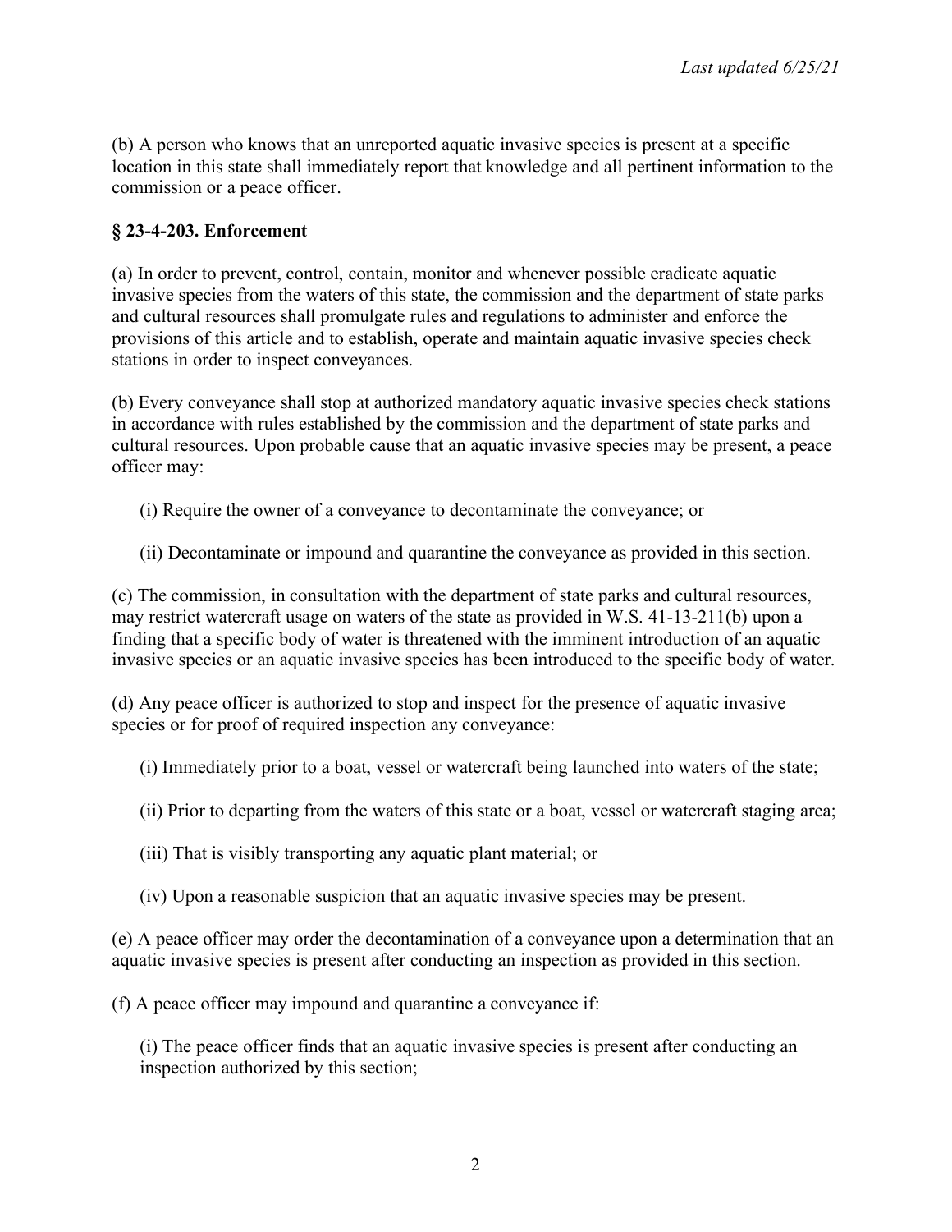(b) A person who knows that an unreported aquatic invasive species is present at a specific location in this state shall immediately report that knowledge and all pertinent information to the commission or a peace officer.

**§ 23-4-203. Enforcement**

(a) In order to prevent, control, contain, monitor and whenever possible eradicate aquatic invasive species from the waters of this state, the commission and the department of state parks and cultural resources shall promulgate rules and regulations to administer and enforce the provisions of this article and to establish, operate and maintain aquatic invasive species check stations in order to inspect conveyances.

(b) Every conveyance shall stop at authorized mandatory aquatic invasive species check stations in accordance with rules established by the commission and the department of state parks and cultural resources. Upon probable cause that an aquatic invasive species may be present, a peace officer may:

(i) Require the owner of a conveyance to decontaminate the conveyance; or

(ii) Decontaminate or impound and quarantine the conveyance as provided in this section.

(c) The commission, in consultation with the department of state parks and cultural resources, may restrict watercraft usage on waters of the state as provided in W.S. 41-13-211(b) upon a finding that a specific body of water is threatened with the imminent introduction of an aquatic invasive species or an aquatic invasive species has been introduced to the specific body of water.

(d) Any peace officer is authorized to stop and inspect for the presence of aquatic invasive species or for proof of required inspection any conveyance:

(i) Immediately prior to a boat, vessel or watercraft being launched into waters of the state;

(ii) Prior to departing from the waters of this state or a boat, vessel or watercraft staging area;

(iii) That is visibly transporting any aquatic plant material; or

(iv) Upon a reasonable suspicion that an aquatic invasive species may be present.

(e) A peace officer may order the decontamination of a conveyance upon a determination that an aquatic invasive species is present after conducting an inspection as provided in this section.

(f) A peace officer may impound and quarantine a conveyance if:

(i) The peace officer finds that an aquatic invasive species is present after conducting an inspection authorized by this section;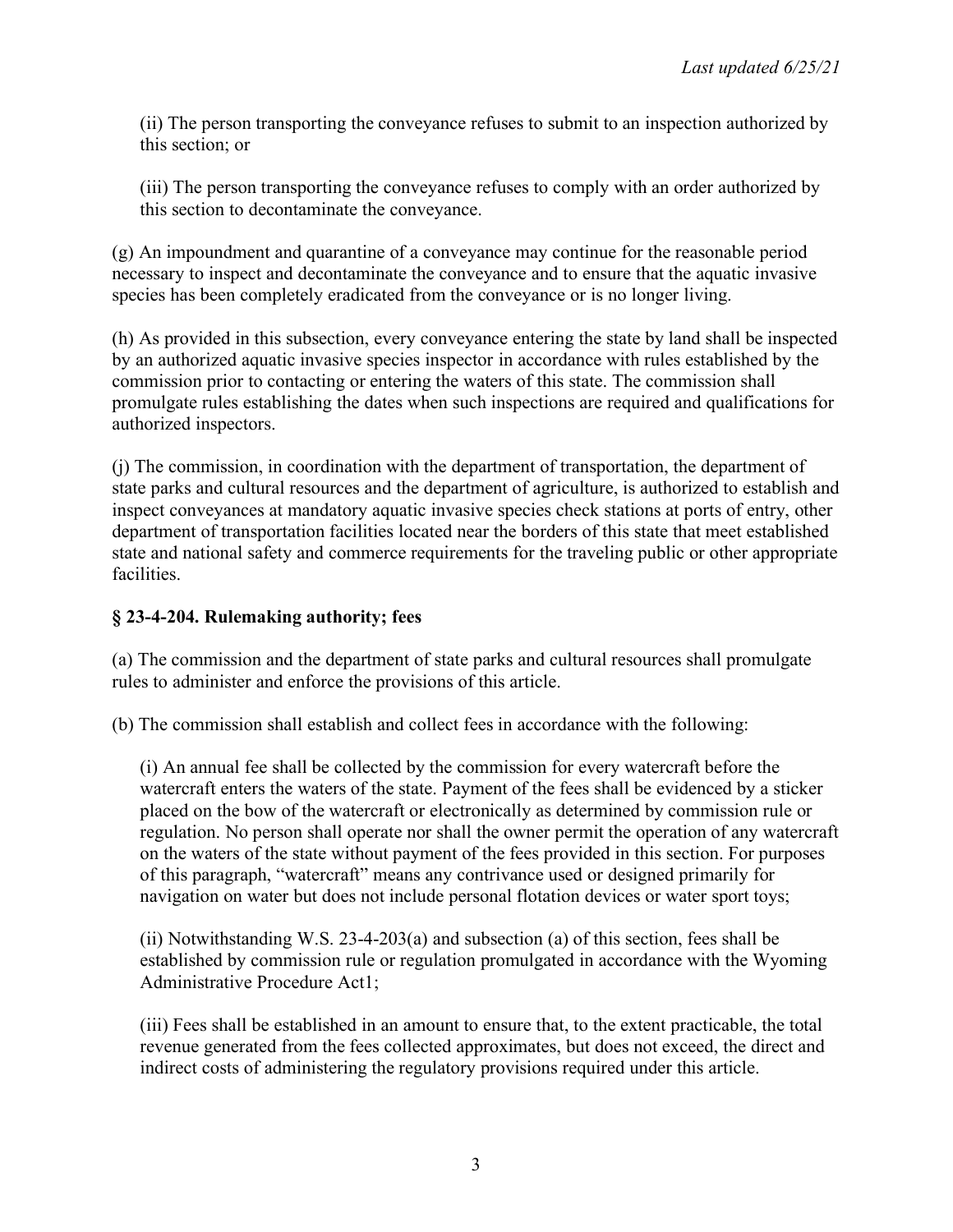(ii) The person transporting the conveyance refuses to submit to an inspection authorized by this section; or

(iii) The person transporting the conveyance refuses to comply with an order authorized by this section to decontaminate the conveyance.

(g) An impoundment and quarantine of a conveyance may continue for the reasonable period necessary to inspect and decontaminate the conveyance and to ensure that the aquatic invasive species has been completely eradicated from the conveyance or is no longer living.

(h) As provided in this subsection, every conveyance entering the state by land shall be inspected by an authorized aquatic invasive species inspector in accordance with rules established by the commission prior to contacting or entering the waters of this state. The commission shall promulgate rules establishing the dates when such inspections are required and qualifications for authorized inspectors.

(j) The commission, in coordination with the department of transportation, the department of state parks and cultural resources and the department of agriculture, is authorized to establish and inspect conveyances at mandatory aquatic invasive species check stations at ports of entry, other department of transportation facilities located near the borders of this state that meet established state and national safety and commerce requirements for the traveling public or other appropriate facilities.

### § 23-4-204. Rulemaking authority; fees

(a) The commission and the department of state parks and cultural resources shall promulgate rules to administer and enforce the provisions of this article.

(b) The commission shall establish and collect fees in accordance with the following:

(i) An annual fee shall be collected by the commission for every watercraft before the watercraft enters the waters of the state. Payment of the fees shall be evidenced by a sticker placed on the bow of the watercraft or electronically as determined by commission rule or regulation. No person shall operate nor shall the owner permit the operation of any watercraft on the waters of the state without payment of the fees provided in this section. For purposes of this paragraph, "watercraft" means any contrivance used or designed primarily for navigation on water but does not include personal flotation devices or water sport toys;

(ii) Notwithstanding W.S. 23-4-203(a) and subsection (a) of this section, fees shall be established by commission rule or regulation promulgated in accordance with the Wyoming Administrative Procedure Act[1];

(iii) Fees shall be established in an amount to ensure that, to the extent practicable, the total revenue generated from the fees collected approximates, but does not exceed, the direct and indirect costs of administering the regulatory provisions required under this article.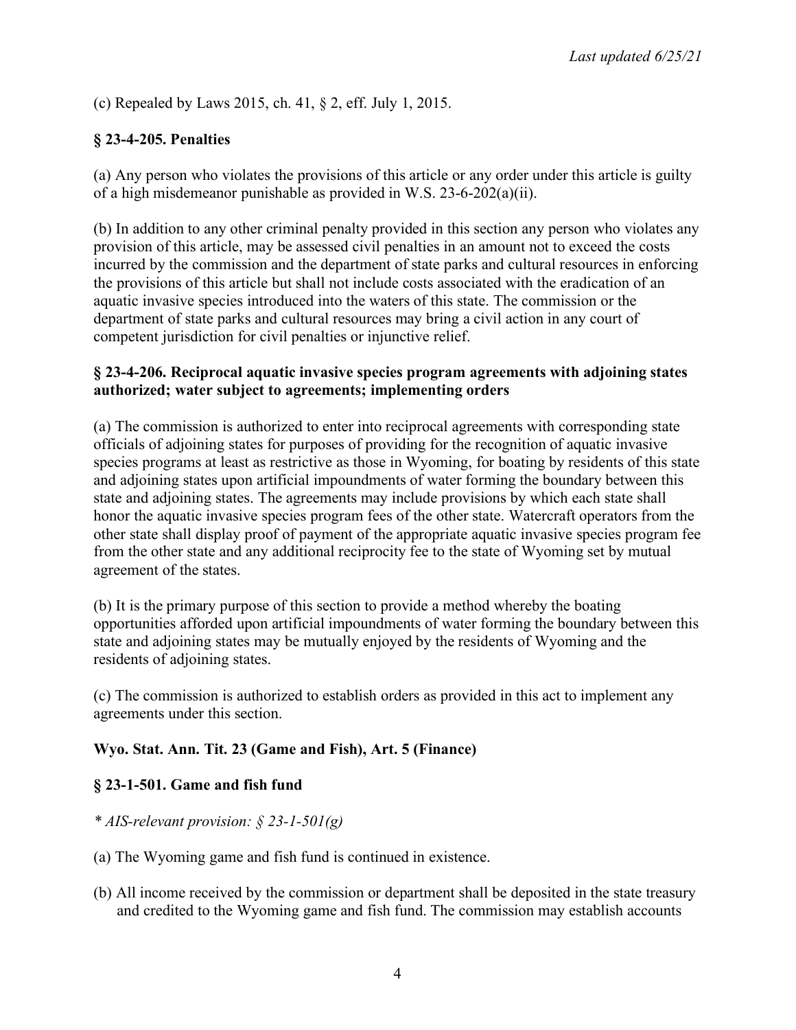(c) Repealed by Laws 2015, ch. 41, § 2, eff. July 1, 2015.

### § 23-4-205. Penalties

(a) Any person who violates the provisions of this article or any order under this article is guilty of a high misdemeanor punishable as provided in W.S. 23-6-202(a)(ii).

(b) In addition to any other criminal penalty provided in this section any person who violates any provision of this article, may be assessed civil penalties in an amount not to exceed the costs incurred by the commission and the department of state parks and cultural resources in enforcing the provisions of this article but shall not include costs associated with the eradication of an aquatic invasive species introduced into the waters of this state. The commission or the department of state parks and cultural resources may bring a civil action in any court of competent jurisdiction for civil penalties or injunctive relief.

### § 23-4-206. Reciprocal aquatic invasive species program agreements with adjoining states authorized; water subject to agreements; implementing orders

(a) The commission is authorized to enter into reciprocal agreements with corresponding state officials of adjoining states for purposes of providing for the recognition of aquatic invasive species programs at least as restrictive as those in Wyoming, for boating by residents of this state and adjoining states upon artificial impoundments of water forming the boundary between this state and adjoining states. The agreements may include provisions by which each state shall honor the aquatic invasive species program fees of the other state. Watercraft operators from the other state shall display proof of payment of the appropriate aquatic invasive species program fee from the other state and any additional reciprocity fee to the state of Wyoming set by mutual agreement of the states.

(b) It is the primary purpose of this section to provide a method whereby the boating opportunities afforded upon artificial impoundments of water forming the boundary between this state and adjoining states may be mutually enjoyed by the residents of Wyoming and the residents of adjoining states.

(c) The commission is authorized to establish orders as provided in this act to implement any agreements under this section.

## Wyo. Stat. Ann. Tit. 23 (Game and Fish), Art. 5 (Finance)

### § 23-1-501. Game and fish fund

*\* AIS-relevant provision: § 23-1-501(g)*

(a) The Wyoming game and fish fund is continued in existence.

(b) All income received by the commission or department shall be deposited in the state treasury and credited to the Wyoming game and fish fund. The commission may establish accounts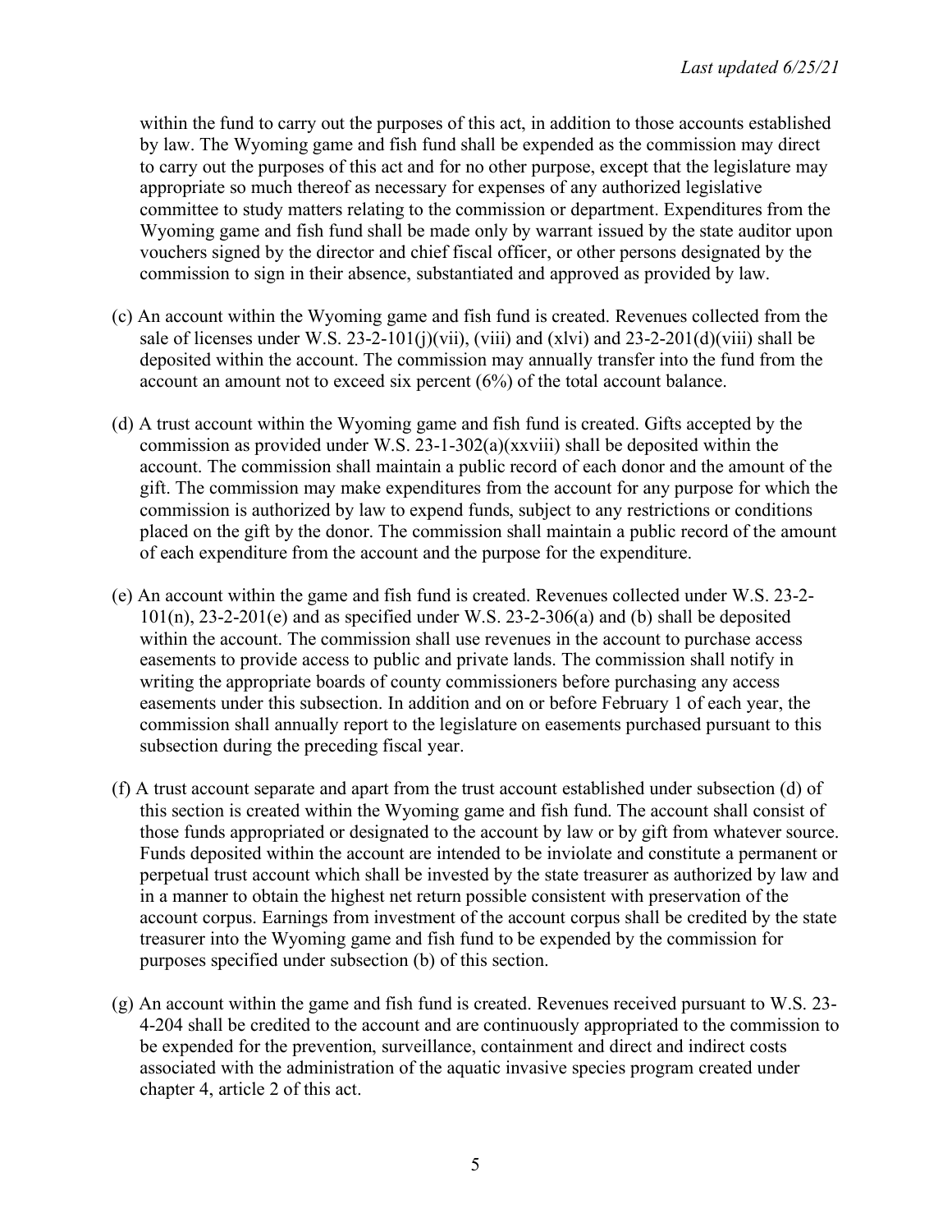within the fund to carry out the purposes of this act, in addition to those accounts established by law. The Wyoming game and fish fund shall be expended as the commission may direct to carry out the purposes of this act and for no other purpose, except that the legislature may appropriate so much thereof as necessary for expenses of any authorized legislative committee to study matters relating to the commission or department. Expenditures from the Wyoming game and fish fund shall be made only by warrant issued by the state auditor upon vouchers signed by the director and chief fiscal officer, or other persons designated by the commission to sign in their absence, substantiated and approved as provided by law.

(c) An account within the Wyoming game and fish fund is created. Revenues collected from the sale of licenses under W.S. 23-2-101(j)(vii), (viii) and (xlvi) and 23-2-201(d)(viii) shall be deposited within the account. The commission may annually transfer into the fund from the account an amount not to exceed six percent (6%) of the total account balance.

(d) A trust account within the Wyoming game and fish fund is created. Gifts accepted by the commission as provided under W.S. 23-1-302(a)(xxviii) shall be deposited within the account. The commission shall maintain a public record of each donor and the amount of the gift. The commission may make expenditures from the account for any purpose for which the commission is authorized by law to expend funds, subject to any restrictions or conditions placed on the gift by the donor. The commission shall maintain a public record of the amount of each expenditure from the account and the purpose for the expenditure.

(e) An account within the game and fish fund is created. Revenues collected under W.S. 23-2-101(n), 23-2-201(e) and as specified under W.S. 23-2-306(a) and (b) shall be deposited within the account. The commission shall use revenues in the account to purchase access easements to provide access to public and private lands. The commission shall notify in writing the appropriate boards of county commissioners before purchasing any access easements under this subsection. In addition and on or before February 1 of each year, the commission shall annually report to the legislature on easements purchased pursuant to this subsection during the preceding fiscal year.

(f) A trust account separate and apart from the trust account established under subsection (d) of this section is created within the Wyoming game and fish fund. The account shall consist of those funds appropriated or designated to the account by law or by gift from whatever source. Funds deposited within the account are intended to be inviolate and constitute a permanent or perpetual trust account which shall be invested by the state treasurer as authorized by law and in a manner to obtain the highest net return possible consistent with preservation of the account corpus. Earnings from investment of the account corpus shall be credited by the state treasurer into the Wyoming game and fish fund to be expended by the commission for purposes specified under subsection (b) of this section.

(g) An account within the game and fish fund is created. Revenues received pursuant to W.S. 23-4-204 shall be credited to the account and are continuously appropriated to the commission to be expended for the prevention, surveillance, containment and direct and indirect costs associated with the administration of the aquatic invasive species program created under chapter 4, article 2 of this act.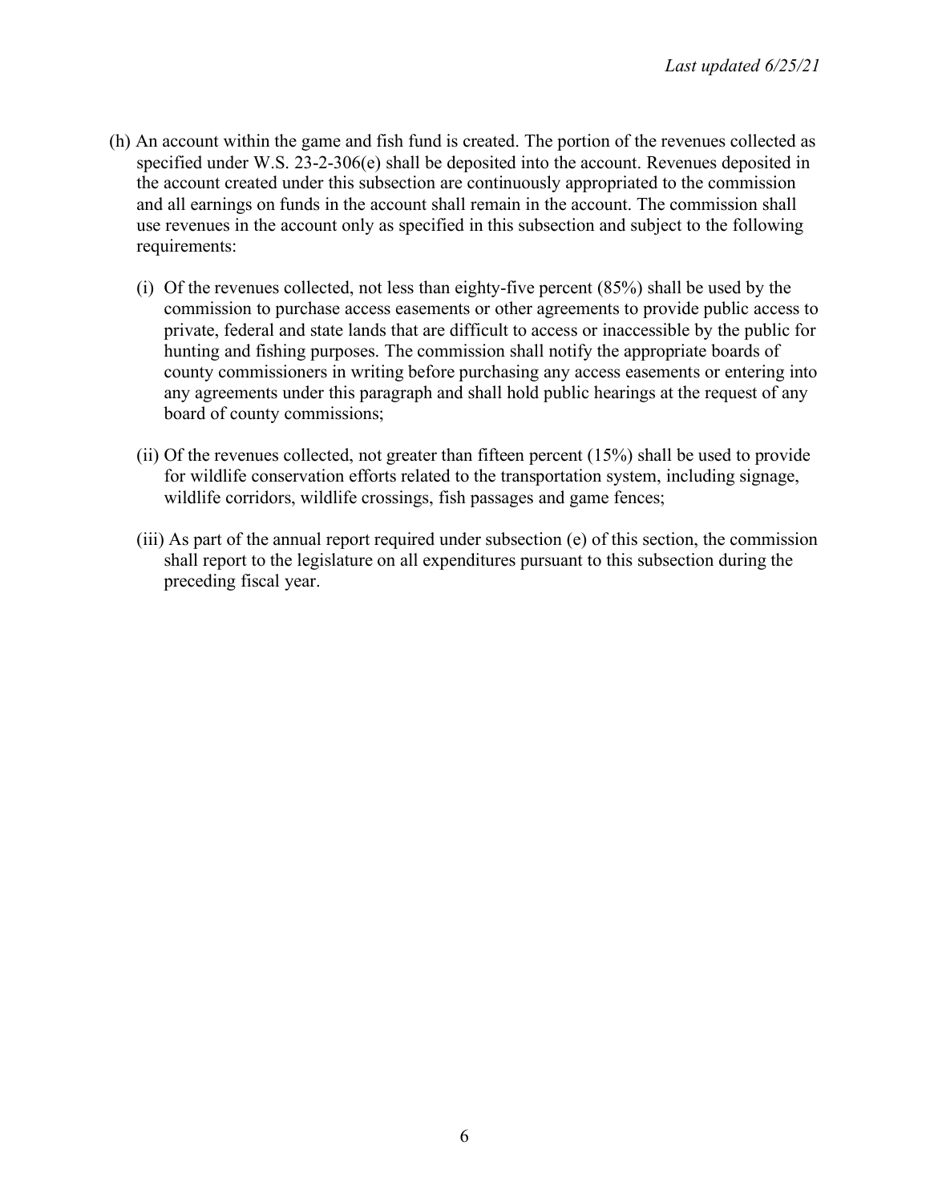(h) An account within the game and fish fund is created. The portion of the revenues collected as specified under W.S. 23-2-306(e) shall be deposited into the account. Revenues deposited in the account created under this subsection are continuously appropriated to the commission and all earnings on funds in the account shall remain in the account. The commission shall use revenues in the account only as specified in this subsection and subject to the following requirements:

(i) Of the revenues collected, not less than eighty-five percent (85%) shall be used by the commission to purchase access easements or other agreements to provide public access to private, federal and state lands that are difficult to access or inaccessible by the public for hunting and fishing purposes. The commission shall notify the appropriate boards of county commissioners in writing before purchasing any access easements or entering into any agreements under this paragraph and shall hold public hearings at the request of any board of county commissions;

(ii) Of the revenues collected, not greater than fifteen percent (15%) shall be used to provide for wildlife conservation efforts related to the transportation system, including signage, wildlife corridors, wildlife crossings, fish passages and game fences;

(iii) As part of the annual report required under subsection (e) of this section, the commission shall report to the legislature on all expenditures pursuant to this subsection during the preceding fiscal year.